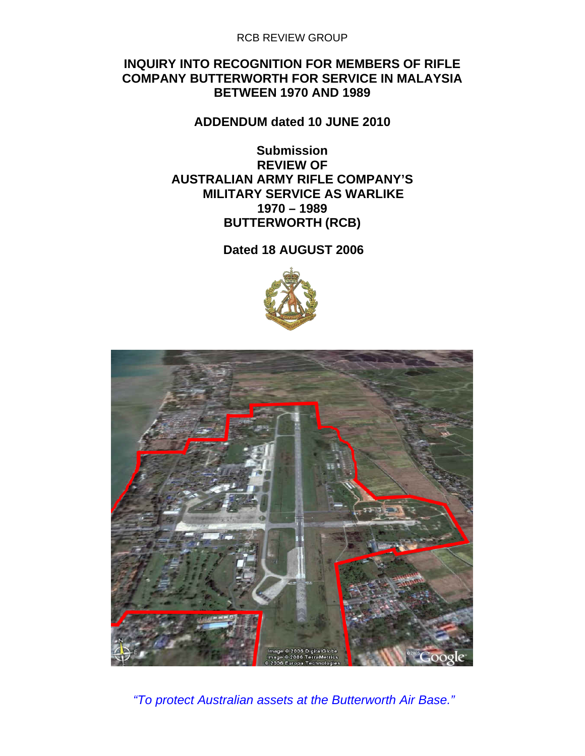RCB REVIEW GROUP

# INQUIRY INTO RECOGNITION FOR MEMBERS OF RIFLE COMPANY BUTTERWORTH FOR SERVICE IN MALAYSIA BETWEEN 1970 AND 1989

## ADDENDUM dated 10 JUNE 2010

## Submission REVIEW OF AUSTRALIAN ARMY RIFLE COMPANY'S MILITARY SERVICE AS WARLIKE 1970 – 1989 BUTTERWORTH (RCB)

**Dated 18 AUGUST 2006**

*"To protect Australian assets at the Butterworth Air Base."*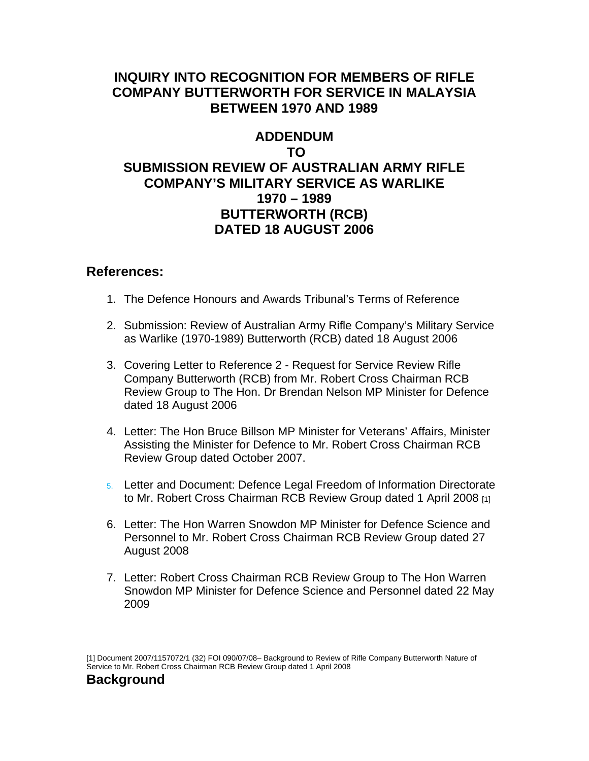# INQUIRY INTO RECOGNITION FOR MEMBERS OF RIFLE COMPANY BUTTERWORTH FOR SERVICE IN MALAYSIA BETWEEN 1970 AND 1989

## ADDENDUM TO SUBMISSION REVIEW OF AUSTRALIAN ARMY RIFLE COMPANY'S MILITARY SERVICE AS WARLIKE 1970 – 1989 BUTTERWORTH (RCB) DATED 18 AUGUST 2006

## References:

1. The Defence Honours and Awards Tribunal's Terms of Reference
2. Submission: Review of Australian Army Rifle Company's Military Service as Warlike (1970-1989) Butterworth (RCB) dated 18 August 2006
3. Covering Letter to Reference 2 - Request for Service Review Rifle Company Butterworth (RCB) from Mr. Robert Cross Chairman RCB Review Group to The Hon. Dr Brendan Nelson MP Minister for Defence dated 18 August 2006
4. Letter: The Hon Bruce Billson MP Minister for Veterans' Affairs, Minister Assisting the Minister for Defence to Mr. Robert Cross Chairman RCB Review Group dated October 2007.
5. Letter and Document: Defence Legal Freedom of Information Directorate to Mr. Robert Cross Chairman RCB Review Group dated 1 April 2008 [1]
6. Letter: The Hon Warren Snowdon MP Minister for Defence Science and Personnel to Mr. Robert Cross Chairman RCB Review Group dated 27 August 2008
7. Letter: Robert Cross Chairman RCB Review Group to The Hon Warren Snowdon MP Minister for Defence Science and Personnel dated 22 May 2009

[1] Document 2007/1157072/1 (32) FOI 090/07/08– Background to Review of Rifle Company Butterworth Nature of Service to Mr. Robert Cross Chairman RCB Review Group dated 1 April 2008

## Background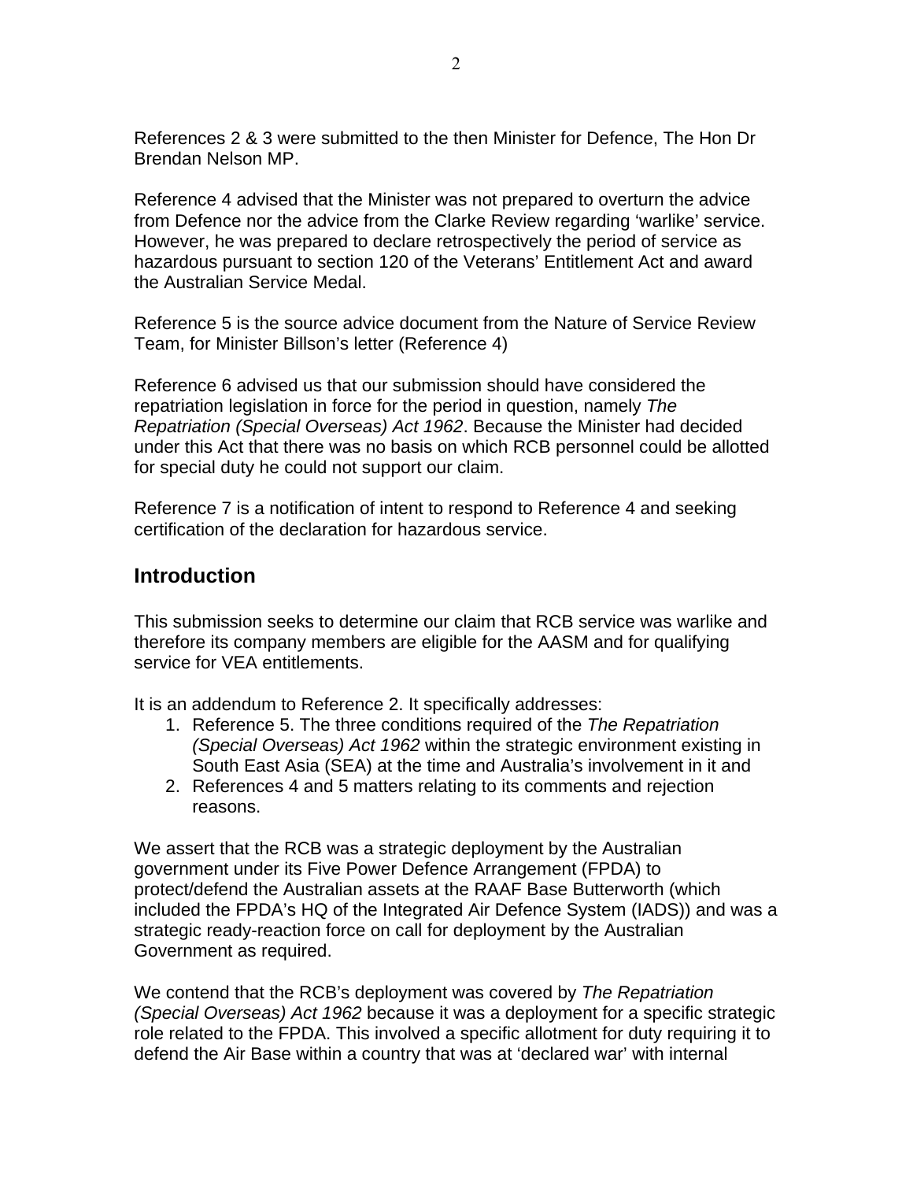References 2 & 3 were submitted to the then Minister for Defence, The Hon Dr Brendan Nelson MP.

Reference 4 advised that the Minister was not prepared to overturn the advice from Defence nor the advice from the Clarke Review regarding 'warlike' service. However, he was prepared to declare retrospectively the period of service as hazardous pursuant to section 120 of the Veterans' Entitlement Act and award the Australian Service Medal.

Reference 5 is the source advice document from the Nature of Service Review Team, for Minister Billson's letter (Reference 4)

Reference 6 advised us that our submission should have considered the repatriation legislation in force for the period in question, namely *The Repatriation (Special Overseas) Act 1962*. Because the Minister had decided under this Act that there was no basis on which RCB personnel could be allotted for special duty he could not support our claim.

Reference 7 is a notification of intent to respond to Reference 4 and seeking certification of the declaration for hazardous service.

## Introduction

This submission seeks to determine our claim that RCB service was warlike and therefore its company members are eligible for the AASM and for qualifying service for VEA entitlements.

It is an addendum to Reference 2. It specifically addresses:

1. Reference 5. The three conditions required of the *The Repatriation (Special Overseas) Act 1962* within the strategic environment existing in South East Asia (SEA) at the time and Australia's involvement in it and
2. References 4 and 5 matters relating to its comments and rejection reasons.

We assert that the RCB was a strategic deployment by the Australian government under its Five Power Defence Arrangement (FPDA) to protect/defend the Australian assets at the RAAF Base Butterworth (which included the FPDA's HQ of the Integrated Air Defence System (IADS)) and was a strategic ready-reaction force on call for deployment by the Australian Government as required.

We contend that the RCB's deployment was covered by *The Repatriation (Special Overseas) Act 1962* because it was a deployment for a specific strategic role related to the FPDA. This involved a specific allotment for duty requiring it to defend the Air Base within a country that was at 'declared war' with internal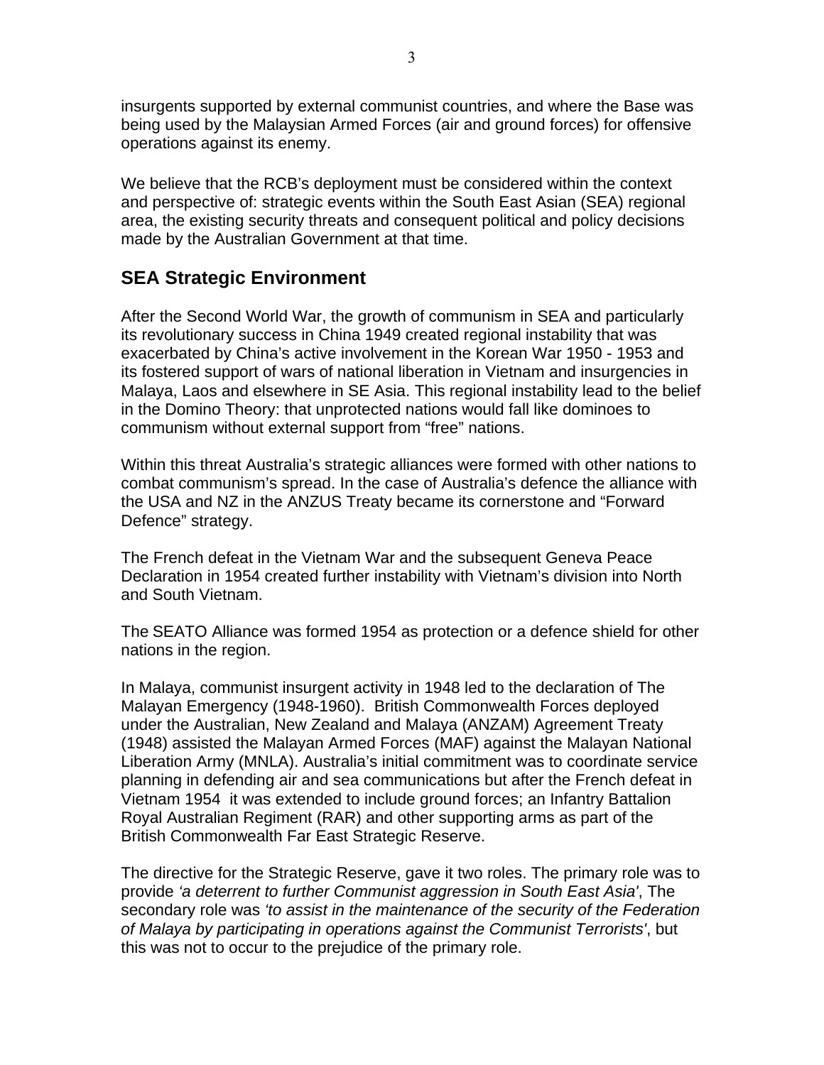insurgents supported by external communist countries, and where the Base was being used by the Malaysian Armed Forces (air and ground forces) for offensive operations against its enemy.

We believe that the RCB's deployment must be considered within the context and perspective of: strategic events within the South East Asian (SEA) regional area, the existing security threats and consequent political and policy decisions made by the Australian Government at that time.

## SEA Strategic Environment

After the Second World War, the growth of communism in SEA and particularly its revolutionary success in China 1949 created regional instability that was exacerbated by China's active involvement in the Korean War 1950 - 1953 and its fostered support of wars of national liberation in Vietnam and insurgencies in Malaya, Laos and elsewhere in SE Asia. This regional instability lead to the belief in the Domino Theory: that unprotected nations would fall like dominoes to communism without external support from "free" nations.

Within this threat Australia's strategic alliances were formed with other nations to combat communism's spread. In the case of Australia's defence the alliance with the USA and NZ in the ANZUS Treaty became its cornerstone and "Forward Defence" strategy.

The French defeat in the Vietnam War and the subsequent Geneva Peace Declaration in 1954 created further instability with Vietnam's division into North and South Vietnam.

The SEATO Alliance was formed 1954 as protection or a defence shield for other nations in the region.

In Malaya, communist insurgent activity in 1948 led to the declaration of The Malayan Emergency (1948-1960). British Commonwealth Forces deployed under the Australian, New Zealand and Malaya (ANZAM) Agreement Treaty (1948) assisted the Malayan Armed Forces (MAF) against the Malayan National Liberation Army (MNLA). Australia's initial commitment was to coordinate service planning in defending air and sea communications but after the French defeat in Vietnam 1954 it was extended to include ground forces; an Infantry Battalion Royal Australian Regiment (RAR) and other supporting arms as part of the British Commonwealth Far East Strategic Reserve.

The directive for the Strategic Reserve, gave it two roles. The primary role was to provide *'a deterrent to further Communist aggression in South East Asia'*, The secondary role was *'to assist in the maintenance of the security of the Federation of Malaya by participating in operations against the Communist Terrorists'*, but this was not to occur to the prejudice of the primary role.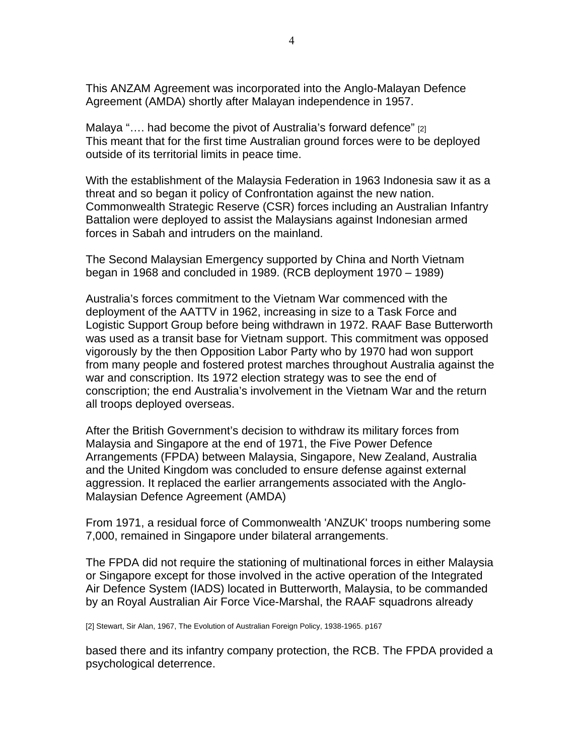This ANZAM Agreement was incorporated into the Anglo-Malayan Defence Agreement (AMDA) shortly after Malayan independence in 1957.

Malaya "…. had become the pivot of Australia's forward defence" [2]
This meant that for the first time Australian ground forces were to be deployed outside of its territorial limits in peace time.

With the establishment of the Malaysia Federation in 1963 Indonesia saw it as a threat and so began it policy of Confrontation against the new nation. Commonwealth Strategic Reserve (CSR) forces including an Australian Infantry Battalion were deployed to assist the Malaysians against Indonesian armed forces in Sabah and intruders on the mainland.

The Second Malaysian Emergency supported by China and North Vietnam began in 1968 and concluded in 1989. (RCB deployment 1970 – 1989)

Australia's forces commitment to the Vietnam War commenced with the deployment of the AATTV in 1962, increasing in size to a Task Force and Logistic Support Group before being withdrawn in 1972. RAAF Base Butterworth was used as a transit base for Vietnam support. This commitment was opposed vigorously by the then Opposition Labor Party who by 1970 had won support from many people and fostered protest marches throughout Australia against the war and conscription. Its 1972 election strategy was to see the end of conscription; the end Australia's involvement in the Vietnam War and the return all troops deployed overseas.

After the British Government's decision to withdraw its military forces from Malaysia and Singapore at the end of 1971, the Five Power Defence Arrangements (FPDA) between Malaysia, Singapore, New Zealand, Australia and the United Kingdom was concluded to ensure defense against external aggression. It replaced the earlier arrangements associated with the Anglo-Malaysian Defence Agreement (AMDA)

From 1971, a residual force of Commonwealth 'ANZUK' troops numbering some 7,000, remained in Singapore under bilateral arrangements.

The FPDA did not require the stationing of multinational forces in either Malaysia or Singapore except for those involved in the active operation of the Integrated Air Defence System (IADS) located in Butterworth, Malaysia, to be commanded by an Royal Australian Air Force Vice-Marshal, the RAAF squadrons already based there and its infantry company protection, the RCB. The FPDA provided a psychological deterrence.

[2] Stewart, Sir Alan, 1967, The Evolution of Australian Foreign Policy, 1938-1965. p167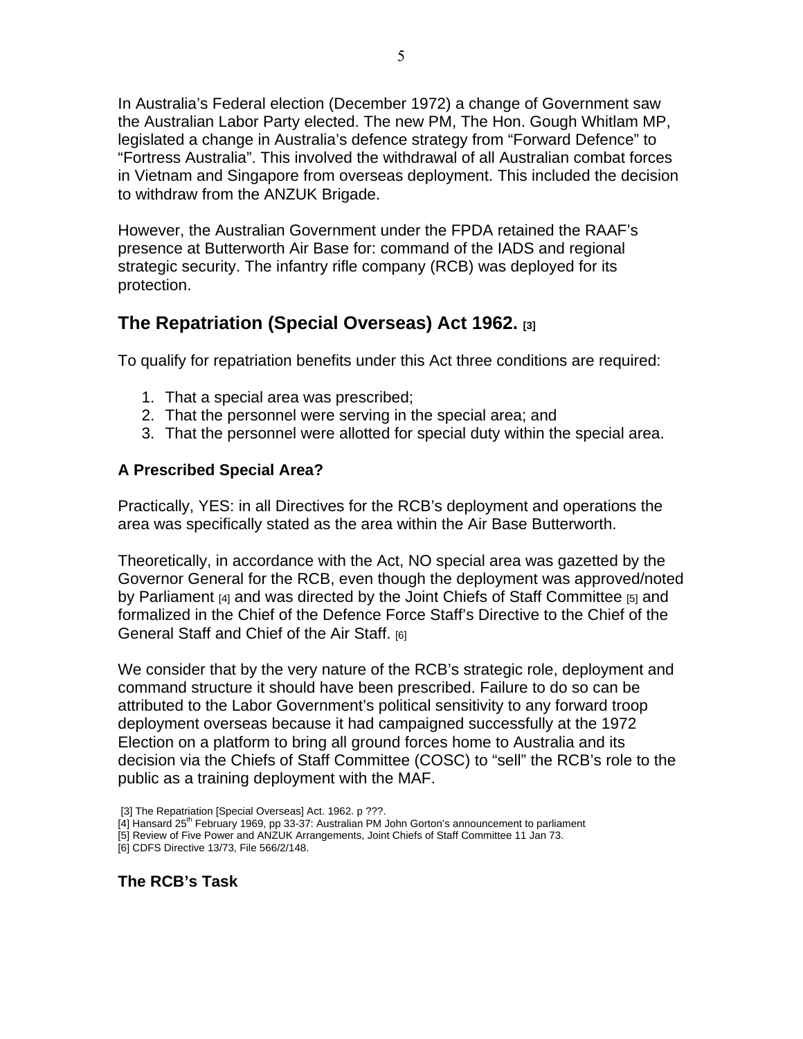In Australia's Federal election (December 1972) a change of Government saw the Australian Labor Party elected. The new PM, The Hon. Gough Whitlam MP, legislated a change in Australia's defence strategy from "Forward Defence" to "Fortress Australia". This involved the withdrawal of all Australian combat forces in Vietnam and Singapore from overseas deployment. This included the decision to withdraw from the ANZUK Brigade.

However, the Australian Government under the FPDA retained the RAAF's presence at Butterworth Air Base for: command of the IADS and regional strategic security. The infantry rifle company (RCB) was deployed for its protection.

## The Repatriation (Special Overseas) Act 1962. [3]

To qualify for repatriation benefits under this Act three conditions are required:

1. That a special area was prescribed;
2. That the personnel were serving in the special area; and
3. That the personnel were allotted for special duty within the special area.

### A Prescribed Special Area?

Practically, YES: in all Directives for the RCB's deployment and operations the area was specifically stated as the area within the Air Base Butterworth.

Theoretically, in accordance with the Act, NO special area was gazetted by the Governor General for the RCB, even though the deployment was approved/noted by Parliament [4] and was directed by the Joint Chiefs of Staff Committee [5] and formalized in the Chief of the Defence Force Staff's Directive to the Chief of the General Staff and Chief of the Air Staff. [6]

We consider that by the very nature of the RCB's strategic role, deployment and command structure it should have been prescribed. Failure to do so can be attributed to the Labor Government's political sensitivity to any forward troop deployment overseas because it had campaigned successfully at the 1972 Election on a platform to bring all ground forces home to Australia and its decision via the Chiefs of Staff Committee (COSC) to "sell" the RCB's role to the public as a training deployment with the MAF.

[3] The Repatriation [Special Overseas] Act. 1962. p ???.
[4] Hansard 25th February 1969, pp 33-37: Australian PM John Gorton's announcement to parliament
[5] Review of Five Power and ANZUK Arrangements, Joint Chiefs of Staff Committee 11 Jan 73.
[6] CDFS Directive 13/73, File 566/2/148.

### The RCB's Task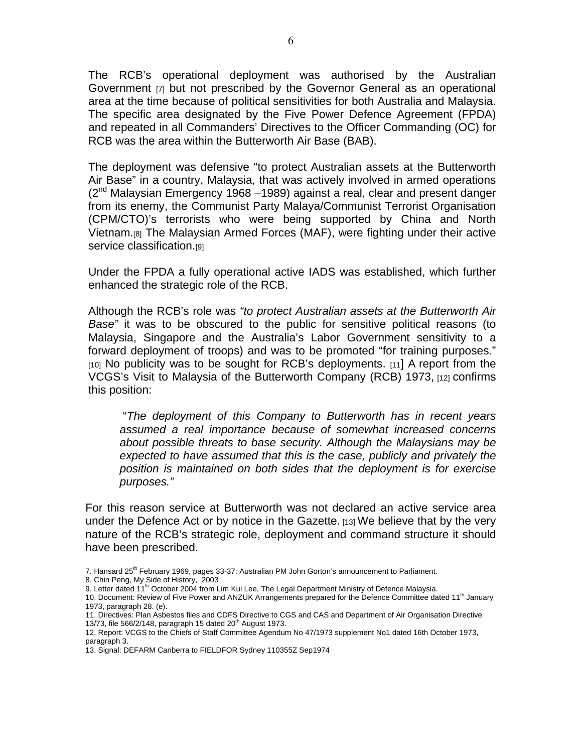The RCB's operational deployment was authorised by the Australian Government [7] but not prescribed by the Governor General as an operational area at the time because of political sensitivities for both Australia and Malaysia. The specific area designated by the Five Power Defence Agreement (FPDA) and repeated in all Commanders' Directives to the Officer Commanding (OC) for RCB was the area within the Butterworth Air Base (BAB).

The deployment was defensive "to protect Australian assets at the Butterworth Air Base" in a country, Malaysia, that was actively involved in armed operations (2nd Malaysian Emergency 1968 –1989) against a real, clear and present danger from its enemy, the Communist Party Malaya/Communist Terrorist Organisation (CPM/CTO)'s terrorists who were being supported by China and North Vietnam.[8] The Malaysian Armed Forces (MAF), were fighting under their active service classification.[9]

Under the FPDA a fully operational active IADS was established, which further enhanced the strategic role of the RCB.

Although the RCB's role was *"to protect Australian assets at the Butterworth Air Base"* it was to be obscured to the public for sensitive political reasons (to Malaysia, Singapore and the Australia's Labor Government sensitivity to a forward deployment of troops) and was to be promoted "for training purposes." [10] No publicity was to be sought for RCB's deployments. [11] A report from the VCGS's Visit to Malaysia of the Butterworth Company (RCB) 1973, [12] confirms this position:

> "*The deployment of this Company to Butterworth has in recent years assumed a real importance because of somewhat increased concerns about possible threats to base security. Although the Malaysians may be expected to have assumed that this is the case, publicly and privately the position is maintained on both sides that the deployment is for exercise purposes."*

For this reason service at Butterworth was not declared an active service area under the Defence Act or by notice in the Gazette. [13] We believe that by the very nature of the RCB's strategic role, deployment and command structure it should have been prescribed.

7. Hansard 25th February 1969, pages 33-37: Australian PM John Gorton's announcement to Parliament.
8. Chin Peng, My Side of History, 2003
9. Letter dated 11th October 2004 from Lim Kui Lee, The Legal Department Ministry of Defence Malaysia.
10. Document: Review of Five Power and ANZUK Arrangements prepared for the Defence Committee dated 11th January 1973, paragraph 28. (e).
11. Directives: Plan Asbestos files and CDFS Directive to CGS and CAS and Department of Air Organisation Directive 13/73, file 566/2/148, paragraph 15 dated 20th August 1973.
12. Report: VCGS to the Chiefs of Staff Committee Agendum No 47/1973 supplement No1 dated 16th October 1973, paragraph 3.
13. Signal: DEFARM Canberra to FIELDFOR Sydney 110355Z Sep1974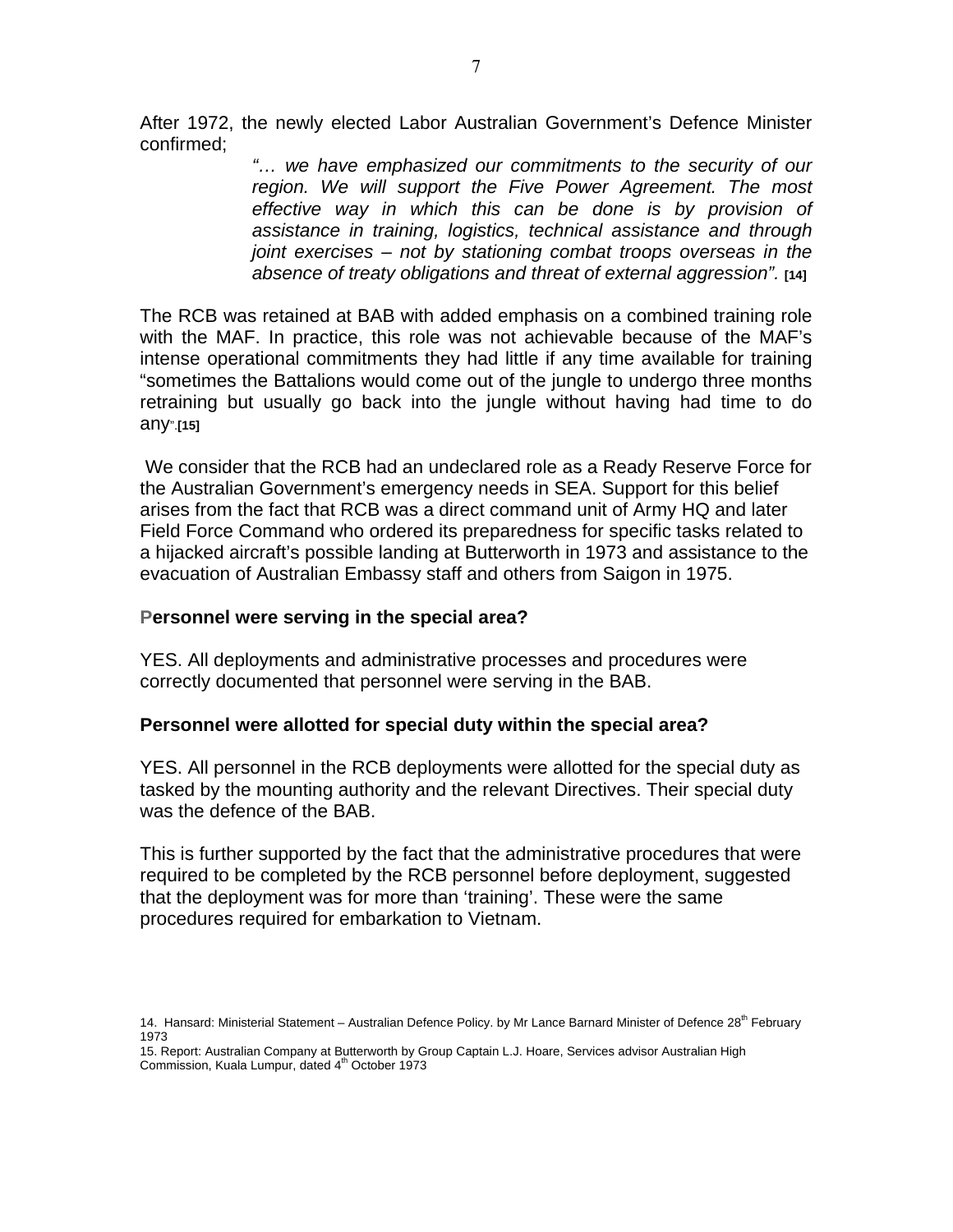After 1972, the newly elected Labor Australian Government's Defence Minister confirmed;

> *"… we have emphasized our commitments to the security of our region. We will support the Five Power Agreement. The most effective way in which this can be done is by provision of assistance in training, logistics, technical assistance and through joint exercises – not by stationing combat troops overseas in the absence of treaty obligations and threat of external aggression".* **[14]**

The RCB was retained at BAB with added emphasis on a combined training role with the MAF. In practice, this role was not achievable because of the MAF's intense operational commitments they had little if any time available for training "sometimes the Battalions would come out of the jungle to undergo three months retraining but usually go back into the jungle without having had time to do any".**[15]**

We consider that the RCB had an undeclared role as a Ready Reserve Force for the Australian Government's emergency needs in SEA. Support for this belief arises from the fact that RCB was a direct command unit of Army HQ and later Field Force Command who ordered its preparedness for specific tasks related to a hijacked aircraft's possible landing at Butterworth in 1973 and assistance to the evacuation of Australian Embassy staff and others from Saigon in 1975.

**Personnel were serving in the special area?**

YES. All deployments and administrative processes and procedures were correctly documented that personnel were serving in the BAB.

**Personnel were allotted for special duty within the special area?**

YES. All personnel in the RCB deployments were allotted for the special duty as tasked by the mounting authority and the relevant Directives. Their special duty was the defence of the BAB.

This is further supported by the fact that the administrative procedures that were required to be completed by the RCB personnel before deployment, suggested that the deployment was for more than 'training'. These were the same procedures required for embarkation to Vietnam.

14. Hansard: Ministerial Statement – Australian Defence Policy. by Mr Lance Barnard Minister of Defence 28th February 1973

15. Report: Australian Company at Butterworth by Group Captain L.J. Hoare, Services advisor Australian High Commission, Kuala Lumpur, dated 4th October 1973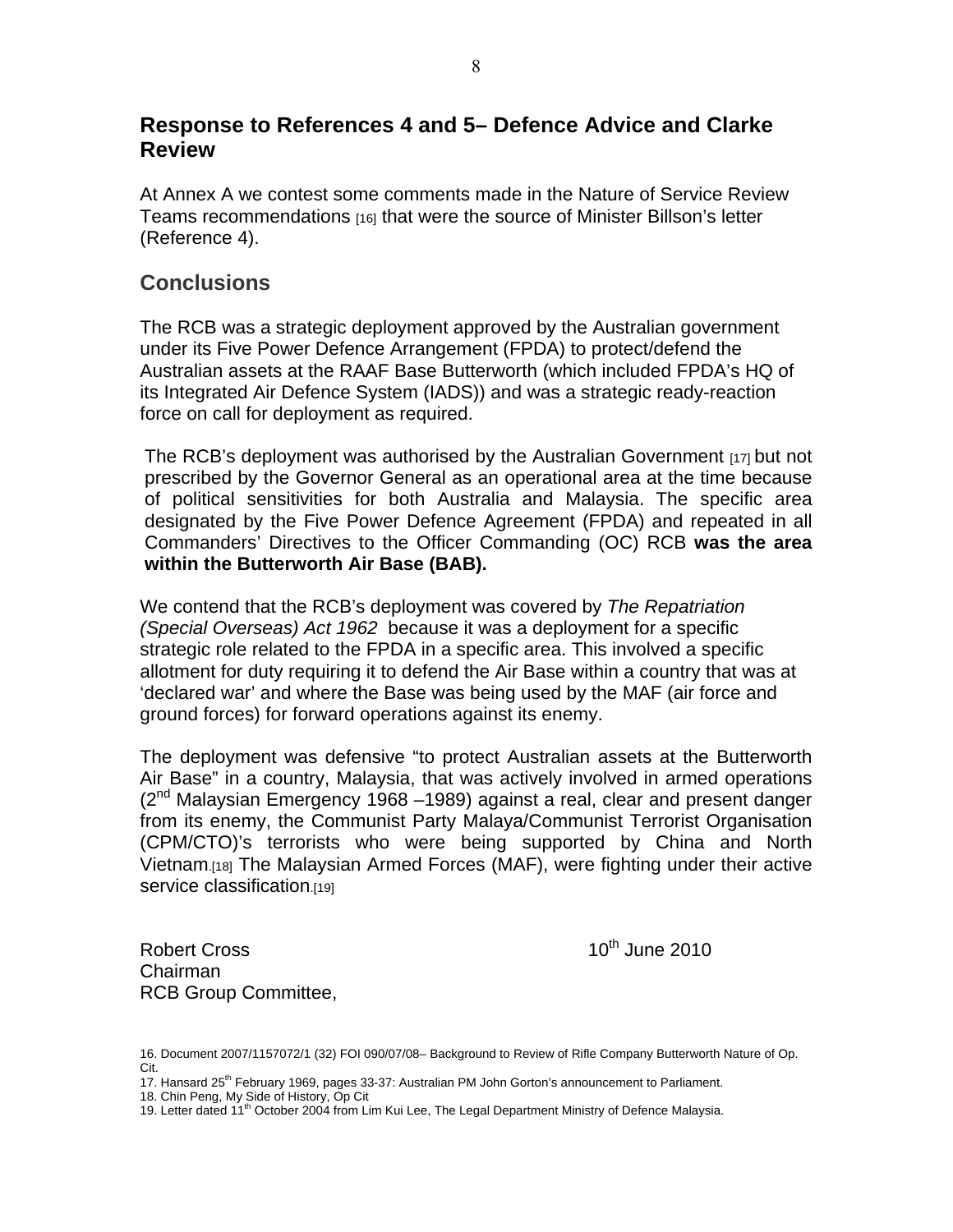## Response to References 4 and 5– Defence Advice and Clarke Review

At Annex A we contest some comments made in the Nature of Service Review Teams recommendations [16] that were the source of Minister Billson's letter (Reference 4).

## Conclusions

The RCB was a strategic deployment approved by the Australian government under its Five Power Defence Arrangement (FPDA) to protect/defend the Australian assets at the RAAF Base Butterworth (which included FPDA's HQ of its Integrated Air Defence System (IADS)) and was a strategic ready-reaction force on call for deployment as required.

The RCB's deployment was authorised by the Australian Government [17] but not prescribed by the Governor General as an operational area at the time because of political sensitivities for both Australia and Malaysia. The specific area designated by the Five Power Defence Agreement (FPDA) and repeated in all Commanders' Directives to the Officer Commanding (OC) RCB **was the area within the Butterworth Air Base (BAB).**

We contend that the RCB's deployment was covered by *The Repatriation (Special Overseas) Act 1962* because it was a deployment for a specific strategic role related to the FPDA in a specific area. This involved a specific allotment for duty requiring it to defend the Air Base within a country that was at 'declared war' and where the Base was being used by the MAF (air force and ground forces) for forward operations against its enemy.

The deployment was defensive "to protect Australian assets at the Butterworth Air Base" in a country, Malaysia, that was actively involved in armed operations (2nd Malaysian Emergency 1968 –1989) against a real, clear and present danger from its enemy, the Communist Party Malaya/Communist Terrorist Organisation (CPM/CTO)'s terrorists who were being supported by China and North Vietnam.[18] The Malaysian Armed Forces (MAF), were fighting under their active service classification.[19]

Robert Cross
Chairman
RCB Group Committee,

10th June 2010

16. Document 2007/1157072/1 (32) FOI 090/07/08– Background to Review of Rifle Company Butterworth Nature of Op. Cit.
17. Hansard 25th February 1969, pages 33-37: Australian PM John Gorton's announcement to Parliament.
18. Chin Peng, My Side of History, Op Cit
19. Letter dated 11th October 2004 from Lim Kui Lee, The Legal Department Ministry of Defence Malaysia.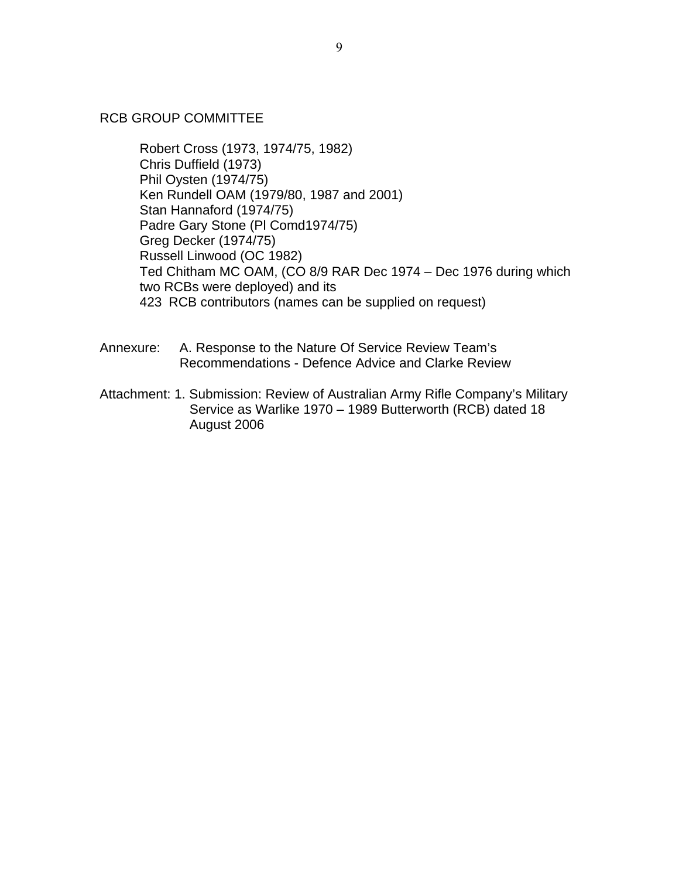RCB GROUP COMMITTEE

Robert Cross (1973, 1974/75, 1982)
Chris Duffield (1973)
Phil Oysten (1974/75)
Ken Rundell OAM (1979/80, 1987 and 2001)
Stan Hannaford (1974/75)
Padre Gary Stone (Pl Comd1974/75)
Greg Decker (1974/75)
Russell Linwood (OC 1982)
Ted Chitham MC OAM, (CO 8/9 RAR Dec 1974 – Dec 1976 during which two RCBs were deployed) and its
423 RCB contributors (names can be supplied on request)

Annexure: A. Response to the Nature Of Service Review Team's Recommendations - Defence Advice and Clarke Review

Attachment: 1. Submission: Review of Australian Army Rifle Company's Military Service as Warlike 1970 – 1989 Butterworth (RCB) dated 18 August 2006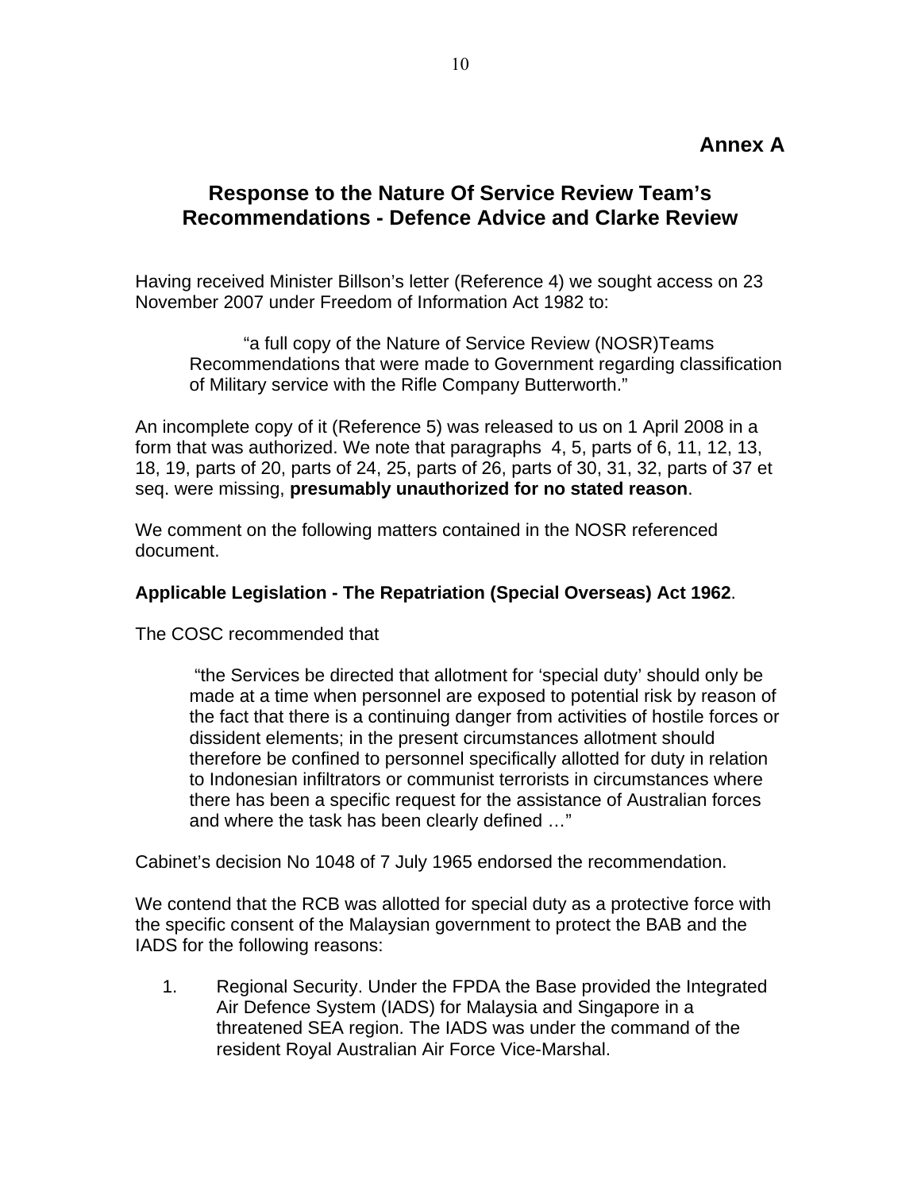## Annex A

## Response to the Nature Of Service Review Team's Recommendations - Defence Advice and Clarke Review

Having received Minister Billson's letter (Reference 4) we sought access on 23 November 2007 under Freedom of Information Act 1982 to:

> "a full copy of the Nature of Service Review (NOSR)Teams Recommendations that were made to Government regarding classification of Military service with the Rifle Company Butterworth."

An incomplete copy of it (Reference 5) was released to us on 1 April 2008 in a form that was authorized. We note that paragraphs 4, 5, parts of 6, 11, 12, 13, 18, 19, parts of 20, parts of 24, 25, parts of 26, parts of 30, 31, 32, parts of 37 et seq. were missing, **presumably unauthorized for no stated reason**.

We comment on the following matters contained in the NOSR referenced document.

**Applicable Legislation - The Repatriation (Special Overseas) Act 1962**.

The COSC recommended that

> "the Services be directed that allotment for 'special duty' should only be made at a time when personnel are exposed to potential risk by reason of the fact that there is a continuing danger from activities of hostile forces or dissident elements; in the present circumstances allotment should therefore be confined to personnel specifically allotted for duty in relation to Indonesian infiltrators or communist terrorists in circumstances where there has been a specific request for the assistance of Australian forces and where the task has been clearly defined …"

Cabinet's decision No 1048 of 7 July 1965 endorsed the recommendation.

We contend that the RCB was allotted for special duty as a protective force with the specific consent of the Malaysian government to protect the BAB and the IADS for the following reasons:

1. Regional Security. Under the FPDA the Base provided the Integrated Air Defence System (IADS) for Malaysia and Singapore in a threatened SEA region. The IADS was under the command of the resident Royal Australian Air Force Vice-Marshal.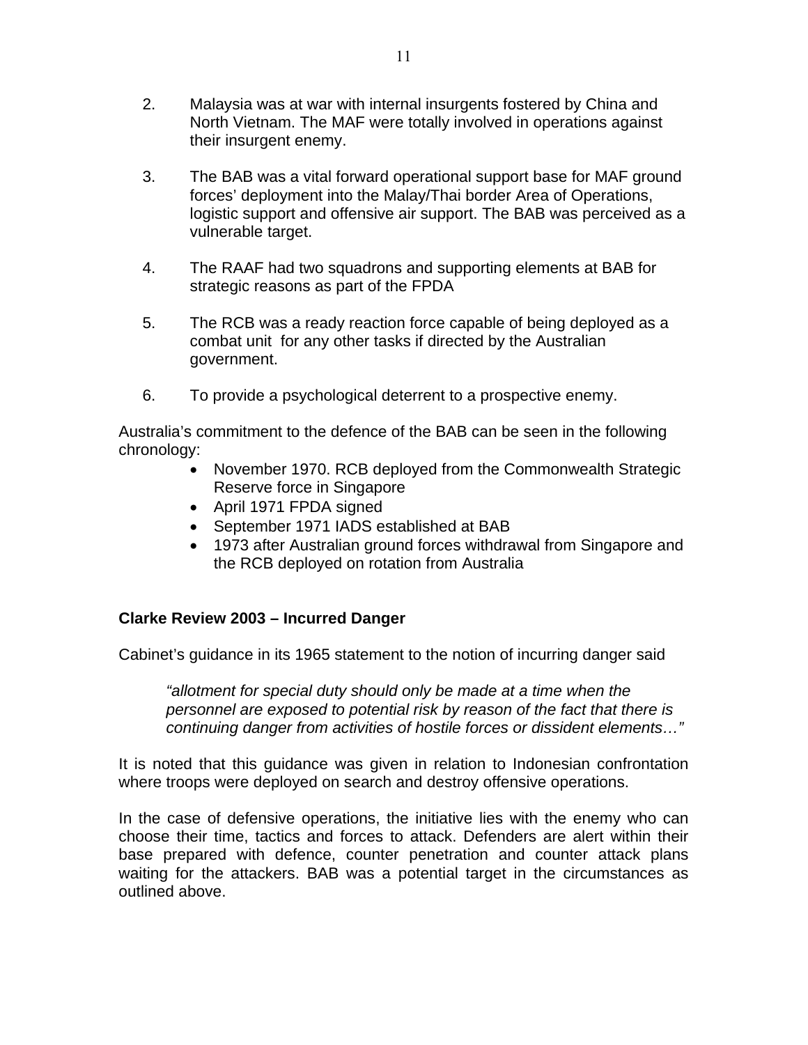2. Malaysia was at war with internal insurgents fostered by China and North Vietnam. The MAF were totally involved in operations against their insurgent enemy.

3. The BAB was a vital forward operational support base for MAF ground forces' deployment into the Malay/Thai border Area of Operations, logistic support and offensive air support. The BAB was perceived as a vulnerable target.

4. The RAAF had two squadrons and supporting elements at BAB for strategic reasons as part of the FPDA

5. The RCB was a ready reaction force capable of being deployed as a combat unit for any other tasks if directed by the Australian government.

6. To provide a psychological deterrent to a prospective enemy.

Australia's commitment to the defence of the BAB can be seen in the following chronology:

- November 1970. RCB deployed from the Commonwealth Strategic Reserve force in Singapore
- April 1971 FPDA signed
- September 1971 IADS established at BAB
- 1973 after Australian ground forces withdrawal from Singapore and the RCB deployed on rotation from Australia

**Clarke Review 2003 – Incurred Danger**

Cabinet's guidance in its 1965 statement to the notion of incurring danger said

> *"allotment for special duty should only be made at a time when the personnel are exposed to potential risk by reason of the fact that there is continuing danger from activities of hostile forces or dissident elements…"*

It is noted that this guidance was given in relation to Indonesian confrontation where troops were deployed on search and destroy offensive operations.

In the case of defensive operations, the initiative lies with the enemy who can choose their time, tactics and forces to attack. Defenders are alert within their base prepared with defence, counter penetration and counter attack plans waiting for the attackers. BAB was a potential target in the circumstances as outlined above.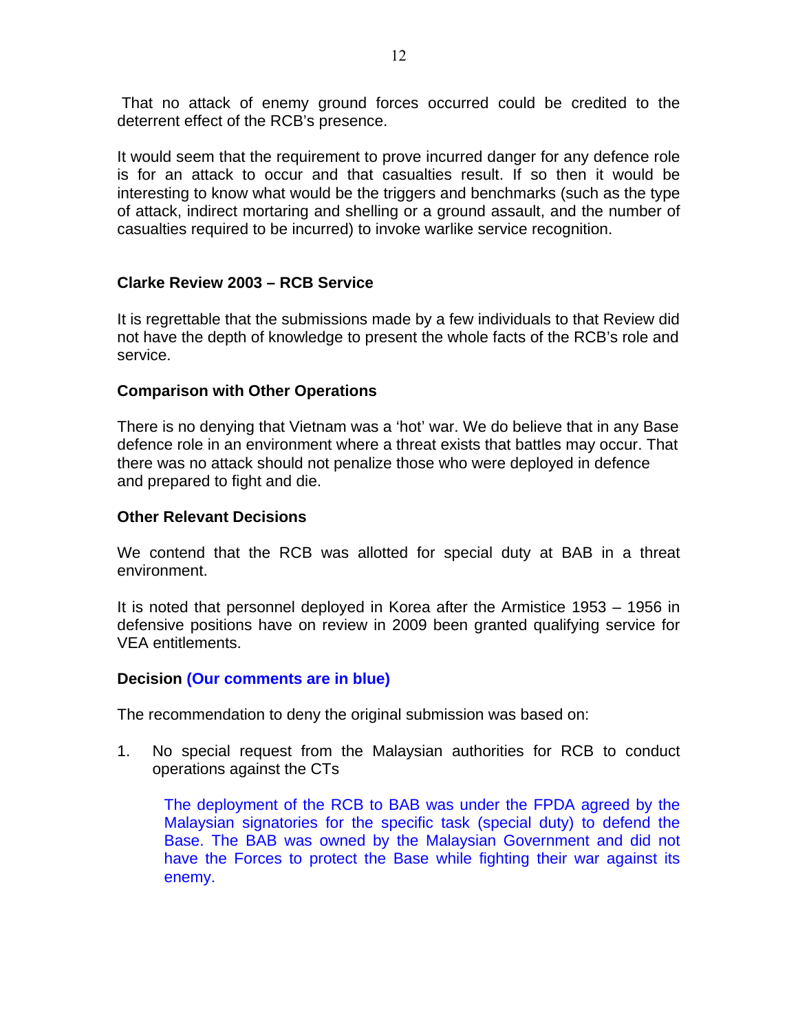That no attack of enemy ground forces occurred could be credited to the deterrent effect of the RCB's presence.

It would seem that the requirement to prove incurred danger for any defence role is for an attack to occur and that casualties result. If so then it would be interesting to know what would be the triggers and benchmarks (such as the type of attack, indirect mortaring and shelling or a ground assault, and the number of casualties required to be incurred) to invoke warlike service recognition.

**Clarke Review 2003 – RCB Service**

It is regrettable that the submissions made by a few individuals to that Review did not have the depth of knowledge to present the whole facts of the RCB's role and service.

**Comparison with Other Operations**

There is no denying that Vietnam was a 'hot' war. We do believe that in any Base defence role in an environment where a threat exists that battles may occur. That there was no attack should not penalize those who were deployed in defence and prepared to fight and die.

**Other Relevant Decisions**

We contend that the RCB was allotted for special duty at BAB in a threat environment.

It is noted that personnel deployed in Korea after the Armistice 1953 – 1956 in defensive positions have on review in 2009 been granted qualifying service for VEA entitlements.

**Decision (Our comments are in blue)**

The recommendation to deny the original submission was based on:

1. No special request from the Malaysian authorities for RCB to conduct operations against the CTs

   The deployment of the RCB to BAB was under the FPDA agreed by the Malaysian signatories for the specific task (special duty) to defend the Base. The BAB was owned by the Malaysian Government and did not have the Forces to protect the Base while fighting their war against its enemy.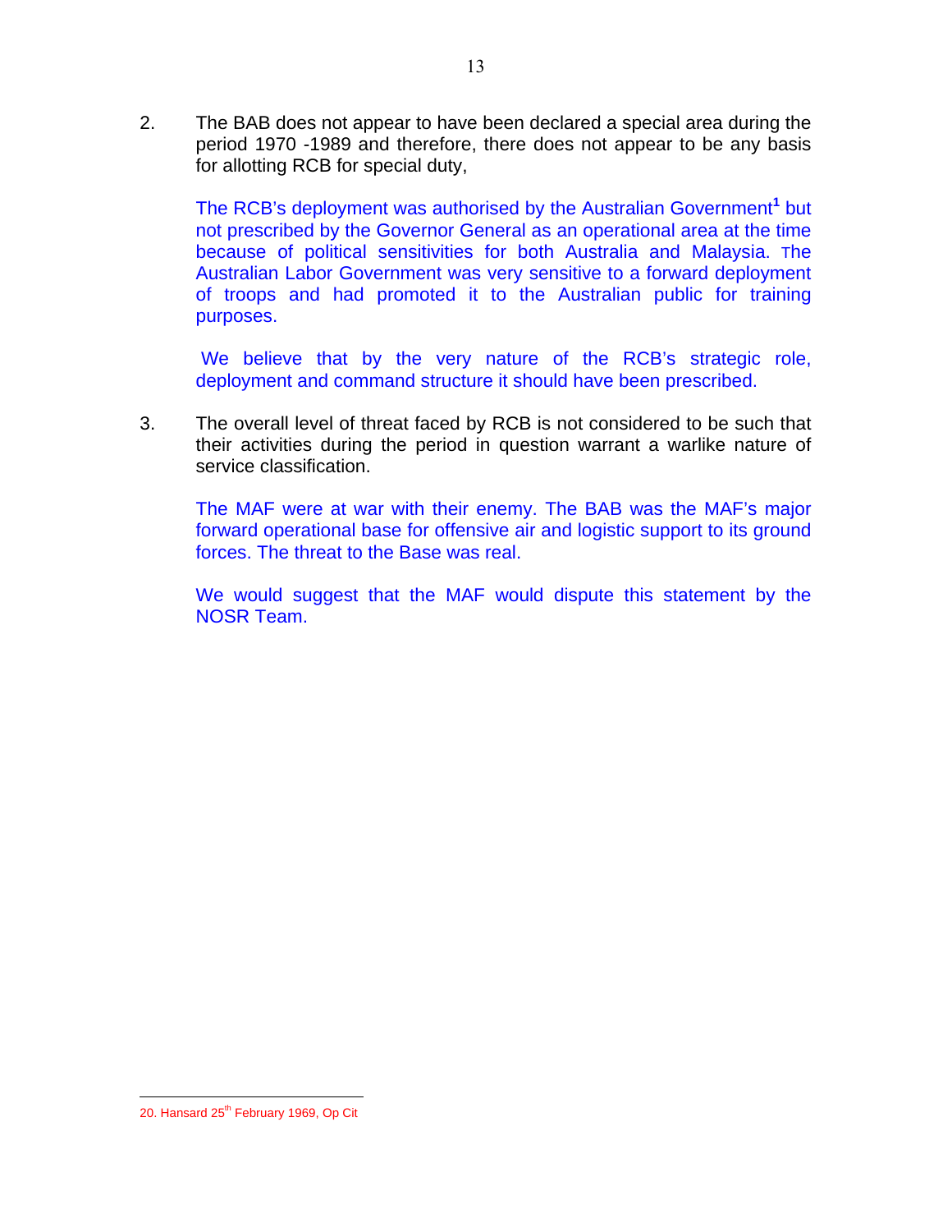2. The BAB does not appear to have been declared a special area during the period 1970 -1989 and therefore, there does not appear to be any basis for allotting RCB for special duty,

   The RCB's deployment was authorised by the Australian Government[1] but not prescribed by the Governor General as an operational area at the time because of political sensitivities for both Australia and Malaysia. The Australian Labor Government was very sensitive to a forward deployment of troops and had promoted it to the Australian public for training purposes.

   We believe that by the very nature of the RCB's strategic role, deployment and command structure it should have been prescribed.

3. The overall level of threat faced by RCB is not considered to be such that their activities during the period in question warrant a warlike nature of service classification.

   The MAF were at war with their enemy. The BAB was the MAF's major forward operational base for offensive air and logistic support to its ground forces. The threat to the Base was real.

   We would suggest that the MAF would dispute this statement by the NOSR Team.

---

20. Hansard 25th February 1969, Op Cit